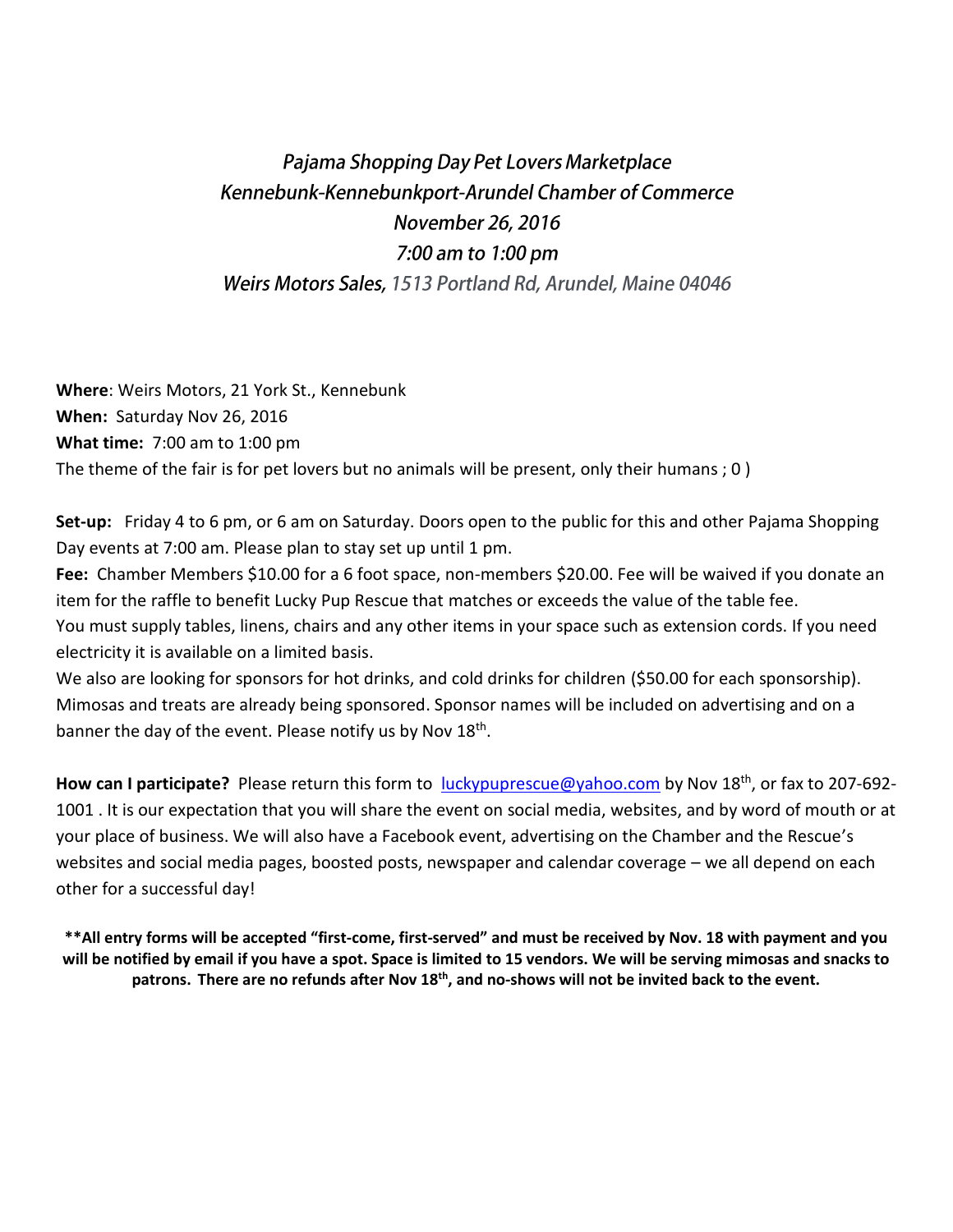*Pajama Shopping Day Pet Lovers Marketplace*
*Kennebunk-Kennebunkport-Arundel Chamber of Commerce*
*November 26, 2016*
*7:00 am to 1:00 pm*
*Weirs Motors Sales, 1513 Portland Rd, Arundel, Maine 04046*

**Where**: Weirs Motors, 21 York St., Kennebunk
**When:** Saturday Nov 26, 2016
**What time:** 7:00 am to 1:00 pm
The theme of the fair is for pet lovers but no animals will be present, only their humans ; 0 )

**Set-up:** Friday 4 to 6 pm, or 6 am on Saturday. Doors open to the public for this and other Pajama Shopping Day events at 7:00 am. Please plan to stay set up until 1 pm.
**Fee:** Chamber Members $10.00 for a 6 foot space, non-members $20.00. Fee will be waived if you donate an item for the raffle to benefit Lucky Pup Rescue that matches or exceeds the value of the table fee.
You must supply tables, linens, chairs and any other items in your space such as extension cords. If you need electricity it is available on a limited basis.
We also are looking for sponsors for hot drinks, and cold drinks for children ($50.00 for each sponsorship). Mimosas and treats are already being sponsored. Sponsor names will be included on advertising and on a banner the day of the event. Please notify us by Nov 18th.

**How can I participate?** Please return this form to luckypuprescue@yahoo.com by Nov 18th, or fax to 207-692-1001 . It is our expectation that you will share the event on social media, websites, and by word of mouth or at your place of business. We will also have a Facebook event, advertising on the Chamber and the Rescue's websites and social media pages, boosted posts, newspaper and calendar coverage – we all depend on each other for a successful day!

**\*\*All entry forms will be accepted "first-come, first-served" and must be received by Nov. 18 with payment and you will be notified by email if you have a spot. Space is limited to 15 vendors. We will be serving mimosas and snacks to patrons. There are no refunds after Nov 18th, and no-shows will not be invited back to the event.**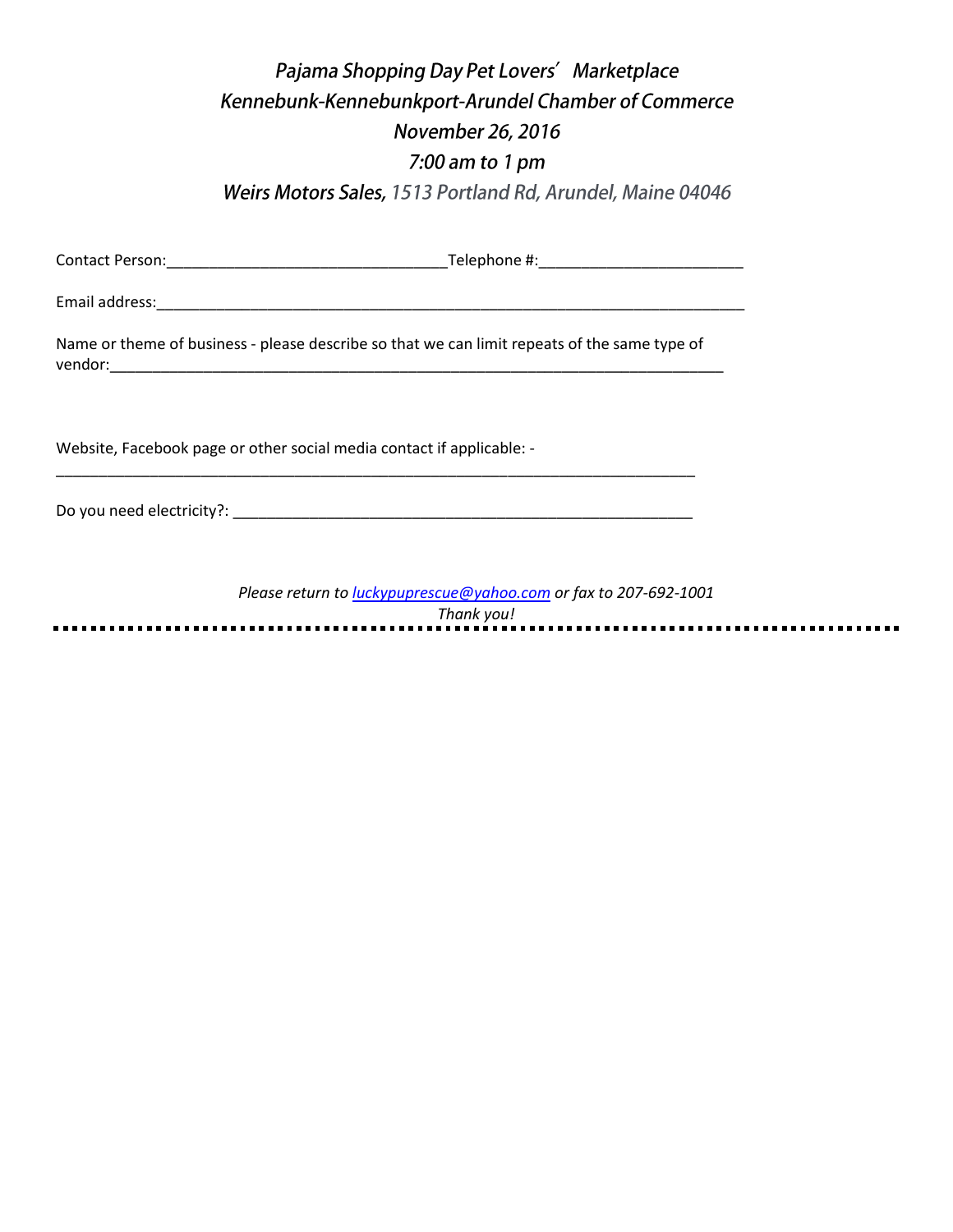*Pajama Shopping Day Pet Lovers' Marketplace*

*Kennebunk-Kennebunkport-Arundel Chamber of Commerce*

*November 26, 2016*

*7:00 am to 1 pm*

*Weirs Motors Sales, 1513 Portland Rd, Arundel, Maine 04046*

Contact Person:________________________________Telephone #:_______________________

Email address:___________________________________________________________________

Name or theme of business - please describe so that we can limit repeats of the same type of vendor:______________________________________________________________________

Website, Facebook page or other social media contact if applicable: -

_________________________________________________________________________

Do you need electricity?: ____________________________________________________

*Please return to luckypuprescue@yahoo.com or fax to 207-692-1001*

*Thank you!*